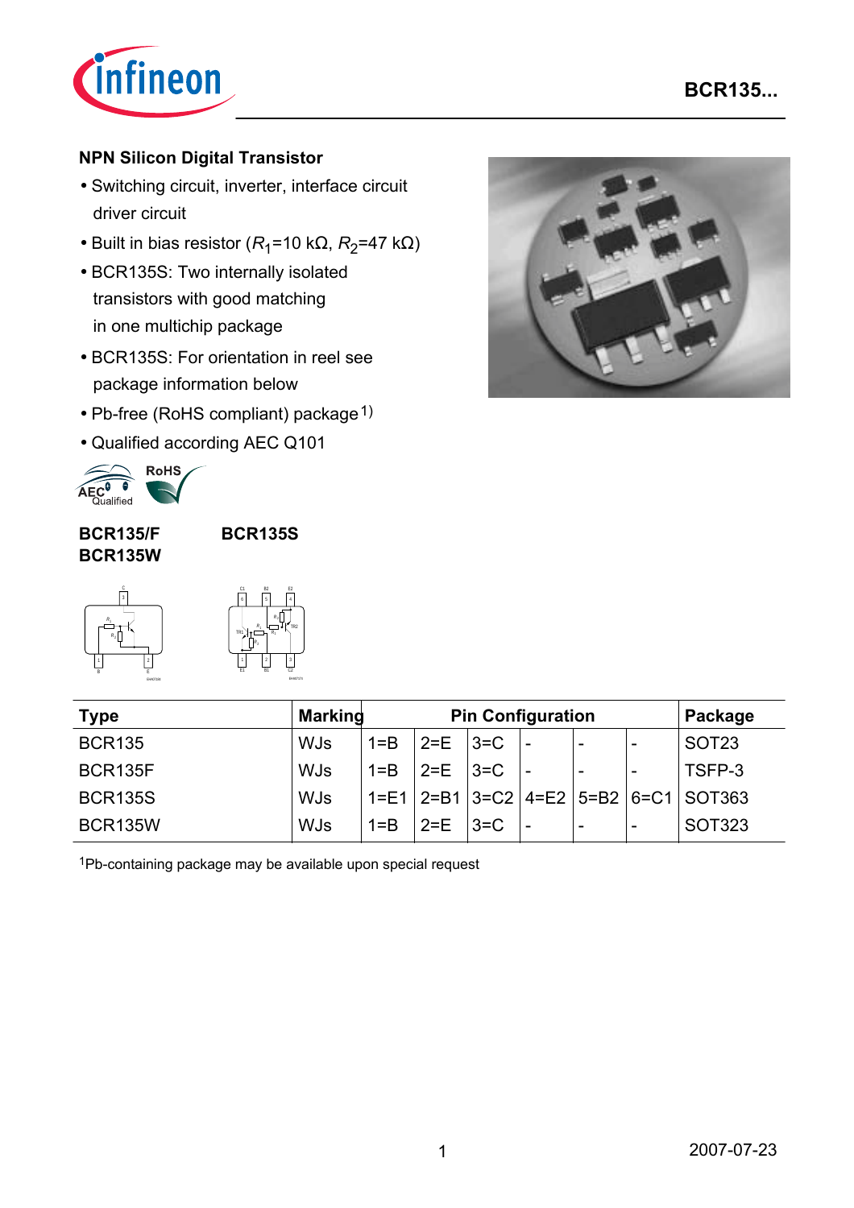## NPN Silicon Digital Transistor

- Switching circuit, inverter, interface circuit driver circuit
- Built in bias resistor ($R_1$=10 kΩ, $R_2$=47 kΩ)
- BCR135S: Two internally isolated transistors with good matching in one multichip package
- BCR135S: For orientation in reel see package information below
- Pb-free (RoHS compliant) package[1)]
- Qualified according AEC Q101

**BCR135/F**
**BCR135W**

**BCR135S**

| Type | Marking | Pin Configuration | | | | | | Package |
|---|---|---|---|---|---|---|---|---|
| BCR135 | WJs | 1=B | 2=E | 3=C | - | - | - | SOT23 |
| BCR135F | WJs | 1=B | 2=E | 3=C | - | - | - | TSFP-3 |
| BCR135S | WJs | 1=E1 | 2=B1 | 3=C2 | 4=E2 | 5=B2 | 6=C1 | SOT363 |
| BCR135W | WJs | 1=B | 2=E | 3=C | - | - | - | SOT323 |

[1]Pb-containing package may be available upon special request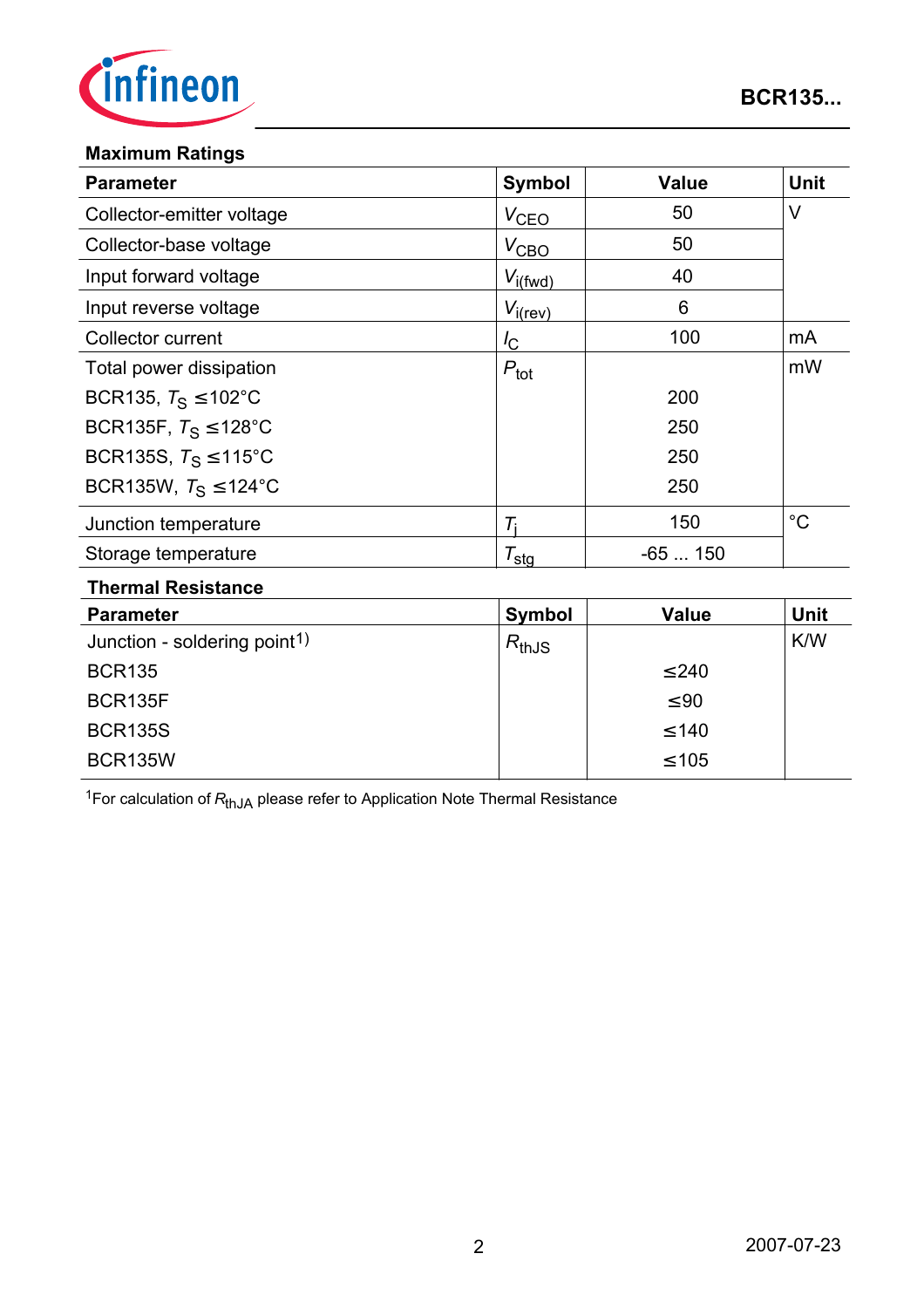## Maximum Ratings

| Parameter | Symbol | Value | Unit |
|---|---|---|---|
| Collector-emitter voltage | $V_{CEO}$ | 50 | V |
| Collector-base voltage | $V_{CBO}$ | 50 | |
| Input forward voltage | $V_{i(fwd)}$ | 40 | |
| Input reverse voltage | $V_{i(rev)}$ | 6 | |
| Collector current | $I_C$ | 100 | mA |
| Total power dissipation | $P_{tot}$ | | mW |
| BCR135, $T_S$ ≤102°C | | 200 | |
| BCR135F, $T_S$ ≤128°C | | 250 | |
| BCR135S, $T_S$ ≤115°C | | 250 | |
| BCR135W, $T_S$ ≤124°C | | 250 | |
| Junction temperature | $T_j$ | 150 | °C |
| Storage temperature | $T_{stg}$ | -65 ... 150 | |

## Thermal Resistance

| Parameter | Symbol | Value | Unit |
|---|---|---|---|
| Junction - soldering point[1] | $R_{thJS}$ | | K/W |
| BCR135 | | ≤240 | |
| BCR135F | | ≤90 | |
| BCR135S | | ≤140 | |
| BCR135W | | ≤105 | |

[1]For calculation of $R_{thJA}$ please refer to Application Note Thermal Resistance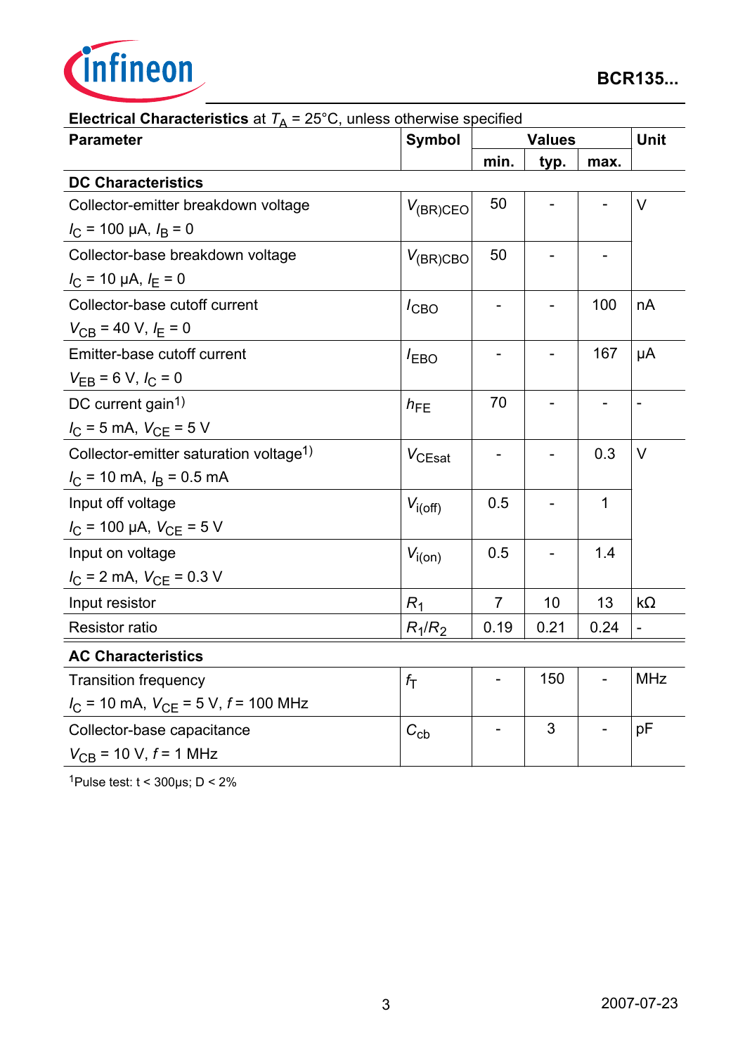**Electrical Characteristics** at $T_A$ = 25°C, unless otherwise specified

| Parameter | Symbol | Values | | | Unit |
|---|---|---|---|---|---|
| | | min. | typ. | max. | |
| **DC Characteristics** | | | | | |
| Collector-emitter breakdown voltage<br>$I_C$ = 100 µA, $I_B$ = 0 | $V_{(BR)CEO}$ | 50 | - | - | V |
| Collector-base breakdown voltage<br>$I_C$ = 10 µA, $I_E$ = 0 | $V_{(BR)CBO}$ | 50 | - | - | |
| Collector-base cutoff current<br>$V_{CB}$ = 40 V, $I_E$ = 0 | $I_{CBO}$ | - | - | 100 | nA |
| Emitter-base cutoff current<br>$V_{EB}$ = 6 V, $I_C$ = 0 | $I_{EBO}$ | - | - | 167 | µA |
| DC current gain[1]<br>$I_C$ = 5 mA, $V_{CE}$ = 5 V | $h_{FE}$ | 70 | - | - | - |
| Collector-emitter saturation voltage[1]<br>$I_C$ = 10 mA, $I_B$ = 0.5 mA | $V_{CEsat}$ | - | - | 0.3 | V |
| Input off voltage<br>$I_C$ = 100 µA, $V_{CE}$ = 5 V | $V_{i(off)}$ | 0.5 | - | 1 | |
| Input on voltage<br>$I_C$ = 2 mA, $V_{CE}$ = 0.3 V | $V_{i(on)}$ | 0.5 | - | 1.4 | |
| Input resistor | $R_1$ | 7 | 10 | 13 | kΩ |
| Resistor ratio | $R_1/R_2$ | 0.19 | 0.21 | 0.24 | - |
| **AC Characteristics** | | | | | |
| Transition frequency<br>$I_C$ = 10 mA, $V_{CE}$ = 5 V, $f$ = 100 MHz | $f_T$ | - | 150 | - | MHz |
| Collector-base capacitance<br>$V_{CB}$ = 10 V, $f$ = 1 MHz | $C_{cb}$ | - | 3 | - | pF |

[1]Pulse test: t < 300µs; D < 2%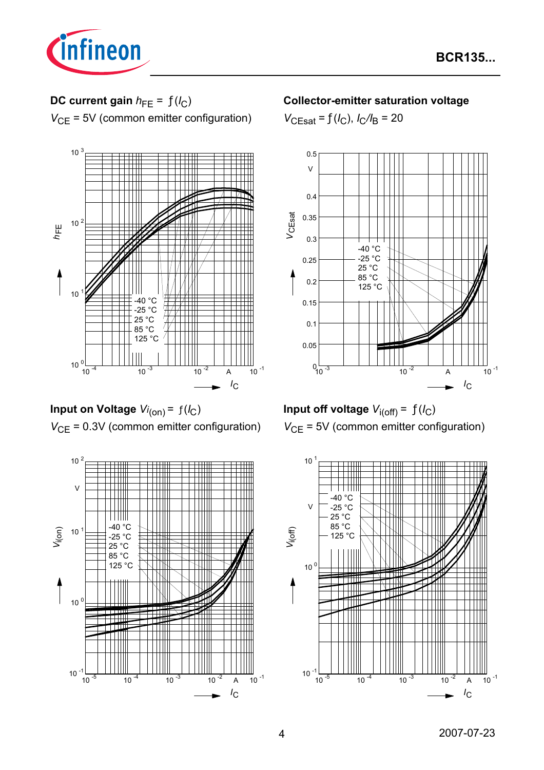**DC current gain** $h_{FE} = ƒ(I_C)$

$V_{CE}$ = 5V (common emitter configuration)

$h_{FE}$ vs. $I_C$ (A): $10^{0}$ to $10^{3}$; $10^{-4}$ to $10^{-1}$ A

-40 °C, -25 °C, 25 °C, 85 °C, 125 °C

**Collector-emitter saturation voltage**

$V_{CEsat} = ƒ(I_C)$, $I_C/I_B$ = 20

$V_{CEsat}$ (V) vs. $I_C$ (A): 0 to 0.5 V; $10^{-3}$ to $10^{-1}$ A

-40 °C, -25 °C, 25 °C, 85 °C, 125 °C

**Input on Voltage** $V_{i(on)} = ƒ(I_C)$

$V_{CE}$ = 0.3V (common emitter configuration)

$V_{i(on)}$ (V) vs. $I_C$ (A): $10^{-1}$ to $10^{2}$ V; $10^{-5}$ to $10^{-1}$ A

-40 °C, -25 °C, 25 °C, 85 °C, 125 °C

**Input off voltage** $V_{i(off)} = ƒ(I_C)$

$V_{CE}$ = 5V (common emitter configuration)

$V_{i(off)}$ (V) vs. $I_C$ (A): $10^{-1}$ to $10^{1}$ V; $10^{-5}$ to $10^{-1}$ A

-40 °C, -25 °C, 25 °C, 85 °C, 125 °C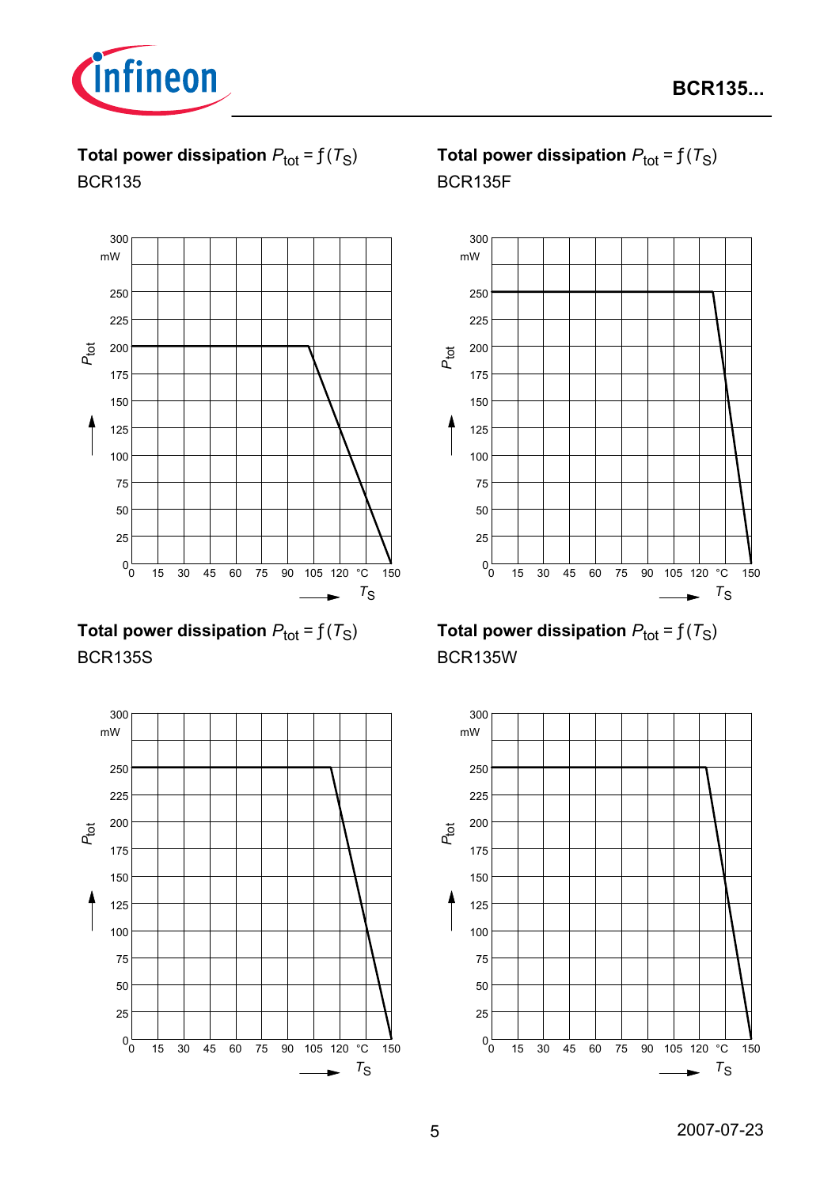**Total power dissipation** $P_{tot} = f(T_S)$

BCR135

**Total power dissipation** $P_{tot} = f(T_S)$

BCR135F

**Total power dissipation** $P_{tot} = f(T_S)$

BCR135S

**Total power dissipation** $P_{tot} = f(T_S)$

BCR135W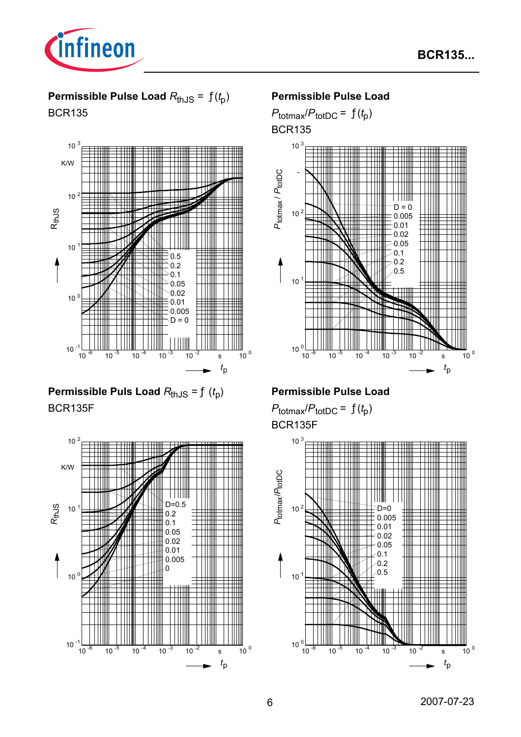## Permissible Pulse Load $R_{thJS} = ƒ(t_p)$

BCR135

$R_{thJS}$ (K/W) vs. $t_p$ (s); curves: 0.5, 0.2, 0.1, 0.05, 0.02, 0.01, 0.005, D = 0

## Permissible Pulse Load

$P_{totmax}/P_{totDC} = ƒ(t_p)$

BCR135

$P_{totmax}$ / $P_{totDC}$ (-) vs. $t_p$ (s); curves: D = 0, 0.005, 0.01, 0.02, 0.05, 0.1, 0.2, 0.5

## Permissible Puls Load $R_{thJS} = ƒ(t_p)$

BCR135F

$R_{thJS}$ (K/W) vs. $t_p$ (s); curves: D=0.5, 0.2, 0.1, 0.05, 0.02, 0.01, 0.005, 0

## Permissible Pulse Load

$P_{totmax}/P_{totDC} = ƒ(t_p)$

BCR135F

$P_{totmax}/P_{totDC}$ vs. $t_p$ (s); curves: D=0, 0.005, 0.01, 0.02, 0.05, 0.1, 0.2, 0.5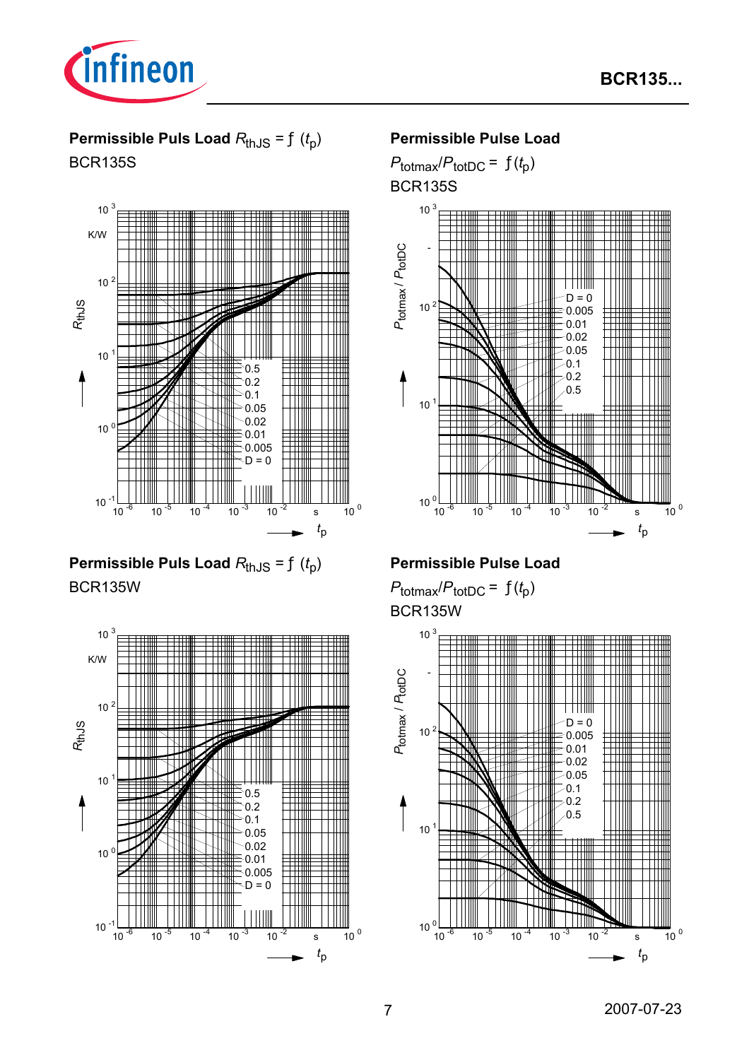**Permissible Puls Load $R_{thJS} = ƒ(t_p)$**

BCR135S

**Permissible Pulse Load**

$P_{totmax}/P_{totDC} = ƒ(t_p)$

BCR135S

**Permissible Puls Load $R_{thJS} = ƒ(t_p)$**

BCR135W

**Permissible Pulse Load**

$P_{totmax}/P_{totDC} = ƒ(t_p)$

BCR135W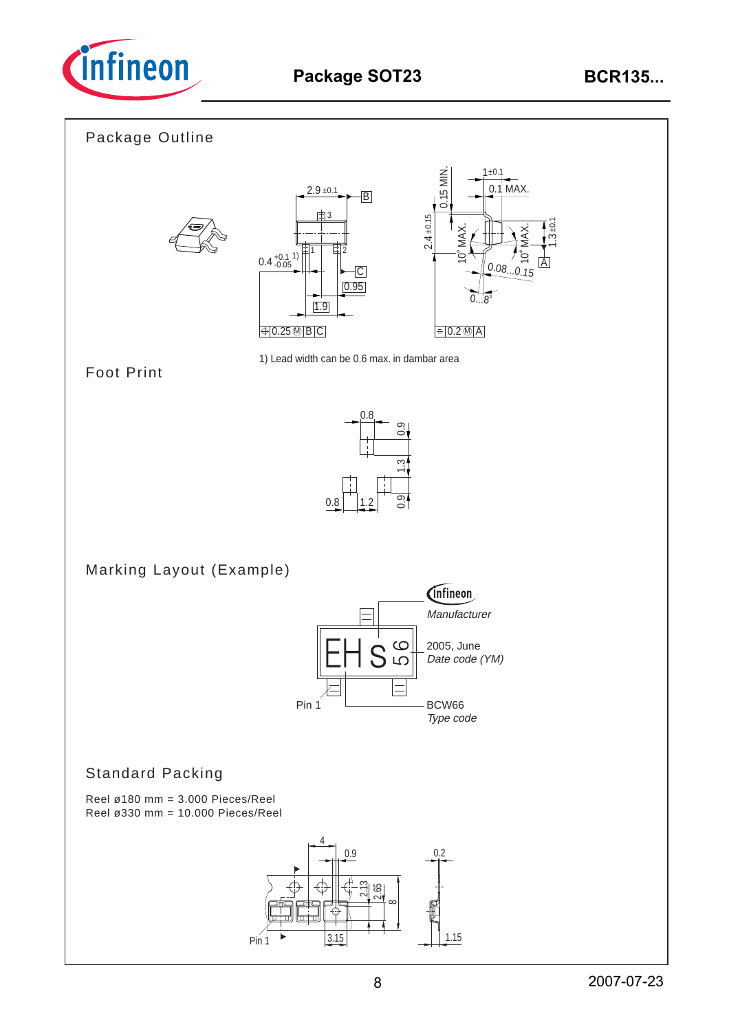## Package Outline

1) Lead width can be 0.6 max. in dambar area

## Foot Print

## Marking Layout (Example)

Manufacturer

2005, June
*Date code (YM)*

Pin 1

BCW66
*Type code*

## Standard Packing

Reel ø180 mm = 3.000 Pieces/Reel
Reel ø330 mm = 10.000 Pieces/Reel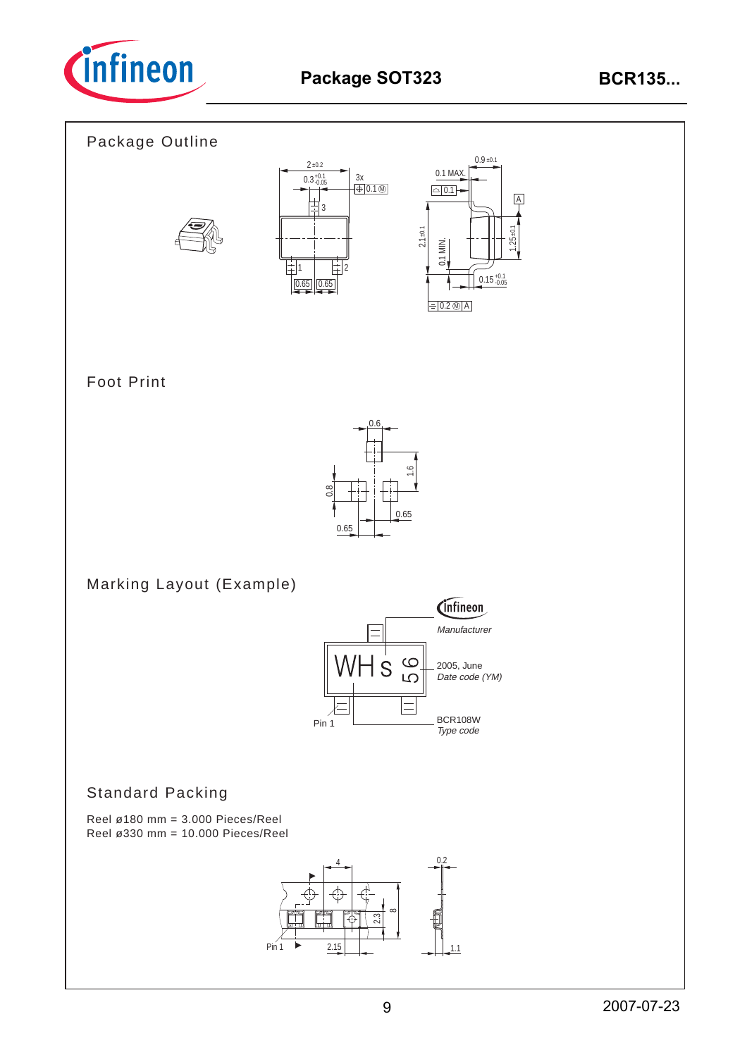## Package Outline

## Foot Print

## Marking Layout (Example)

## Standard Packing

Reel ø180 mm = 3.000 Pieces/Reel
Reel ø330 mm = 10.000 Pieces/Reel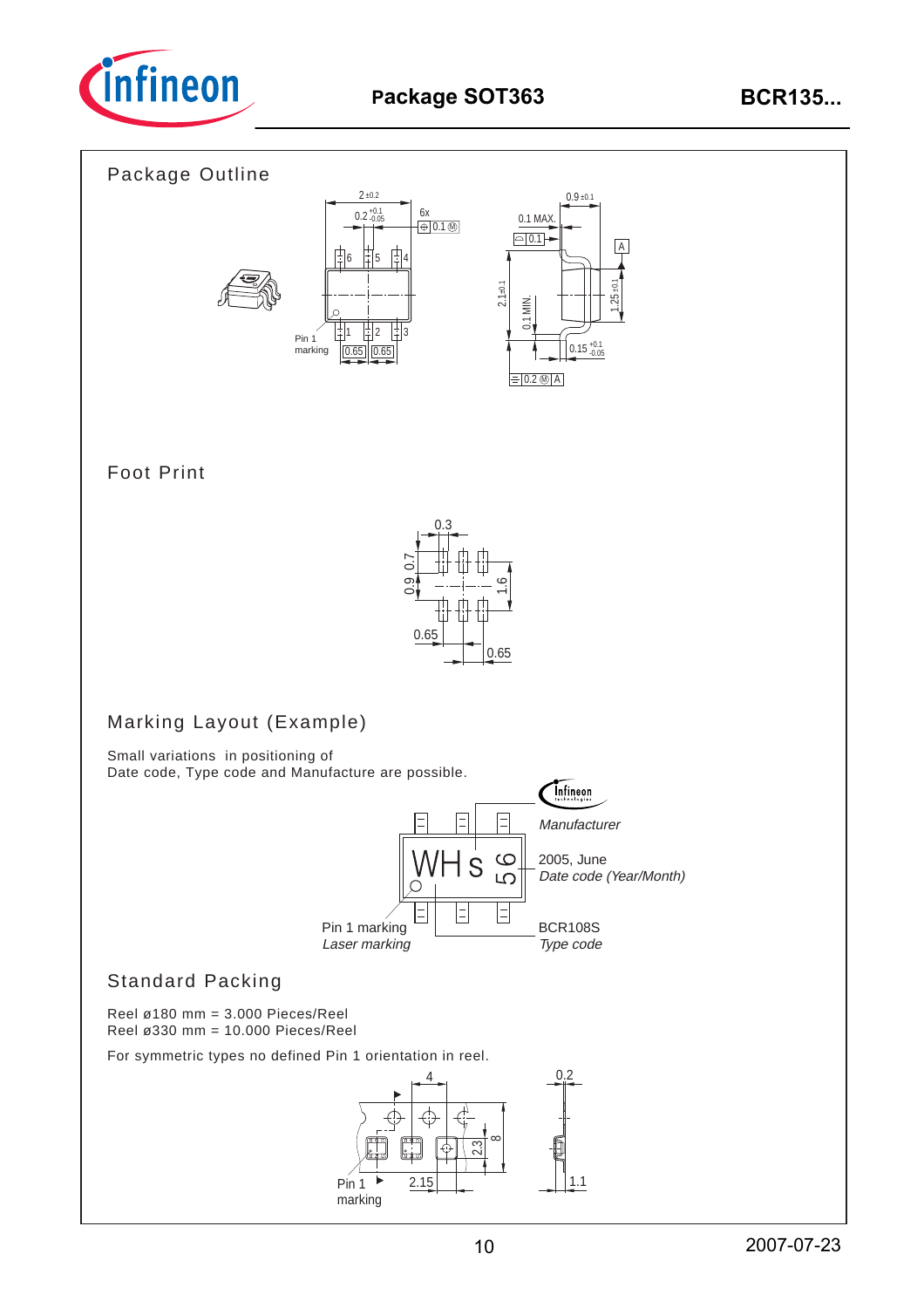## Package Outline

## Foot Print

## Marking Layout (Example)

Small variations in positioning of
Date code, Type code and Manufacture are possible.

Manufacturer

2005, June
*Date code (Year/Month)*

Pin 1 marking
*Laser marking*

BCR108S
*Type code*

## Standard Packing

Reel ø180 mm = 3.000 Pieces/Reel
Reel ø330 mm = 10.000 Pieces/Reel

For symmetric types no defined Pin 1 orientation in reel.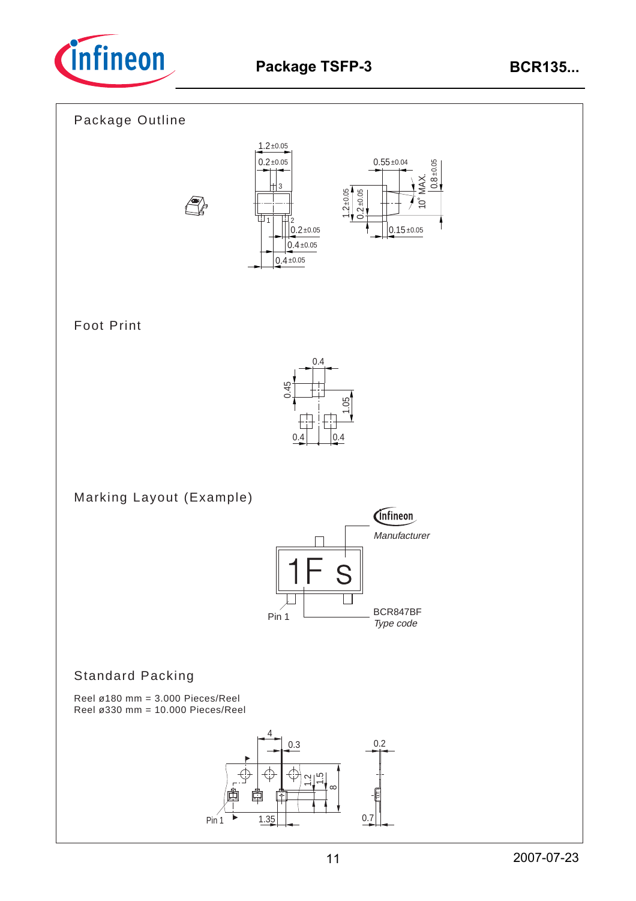# Package TSFP-3

## Package Outline

1.2±0.05

0.2±0.05

0.55±0.04

0.8±0.05

10° MAX.

1.2±0.05

0.2±0.05

0.2±0.05

0.4±0.05

0.4±0.05

0.15±0.05

## Foot Print

0.4

0.45

1.05

0.4

0.4

## Marking Layout (Example)

*Manufacturer*

1F s

Pin 1

BCR847BF
*Type code*

## Standard Packing

Reel ø180 mm = 3.000 Pieces/Reel
Reel ø330 mm = 10.000 Pieces/Reel

4

0.3

1.2

1.5

8

Pin 1

1.35

0.2

0.7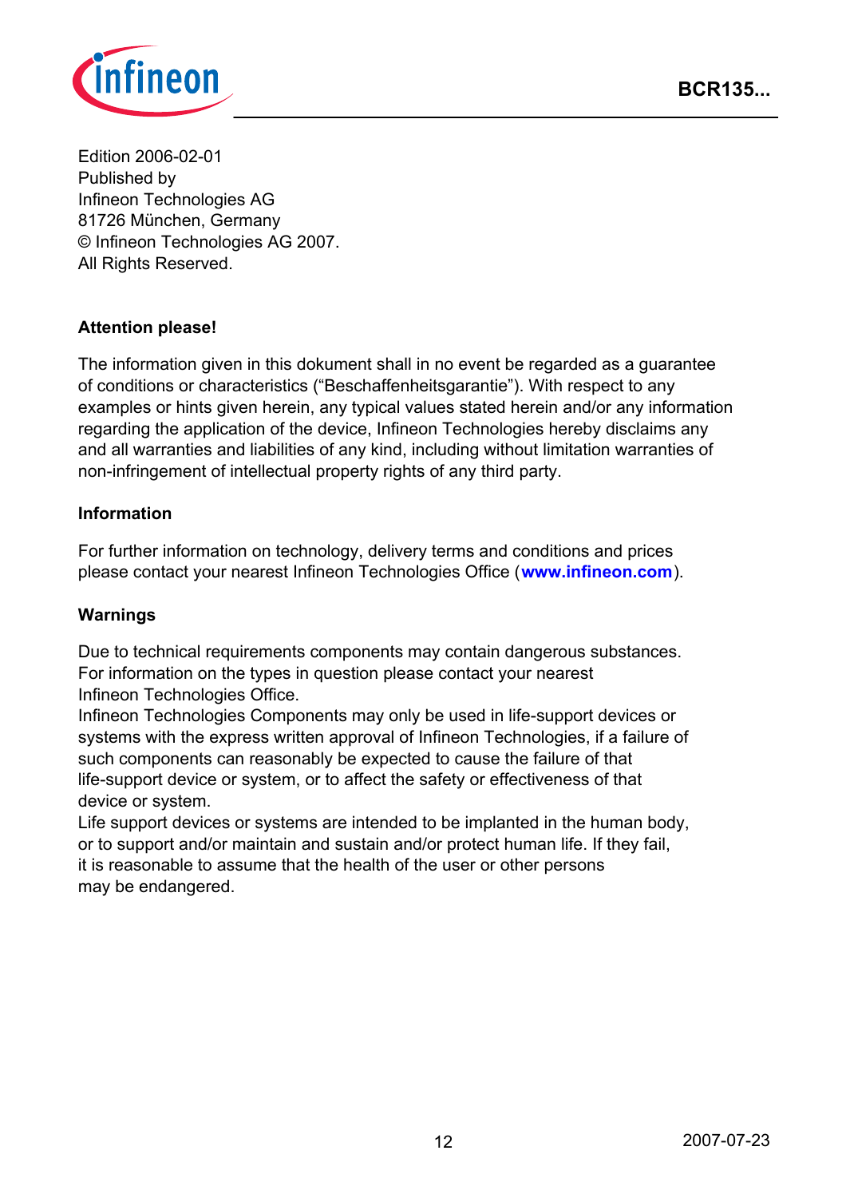Edition 2006-02-01
Published by
Infineon Technologies AG
81726 München, Germany
© Infineon Technologies AG 2007.
All Rights Reserved.

**Attention please!**

The information given in this dokument shall in no event be regarded as a guarantee of conditions or characteristics (“Beschaffenheitsgarantie”). With respect to any examples or hints given herein, any typical values stated herein and/or any information regarding the application of the device, Infineon Technologies hereby disclaims any and all warranties and liabilities of any kind, including without limitation warranties of non-infringement of intellectual property rights of any third party.

**Information**

For further information on technology, delivery terms and conditions and prices please contact your nearest Infineon Technologies Office (**www.infineon.com**).

**Warnings**

Due to technical requirements components may contain dangerous substances. For information on the types in question please contact your nearest Infineon Technologies Office.
Infineon Technologies Components may only be used in life-support devices or systems with the express written approval of Infineon Technologies, if a failure of such components can reasonably be expected to cause the failure of that life-support device or system, or to affect the safety or effectiveness of that device or system.
Life support devices or systems are intended to be implanted in the human body, or to support and/or maintain and sustain and/or protect human life. If they fail, it is reasonable to assume that the health of the user or other persons may be endangered.